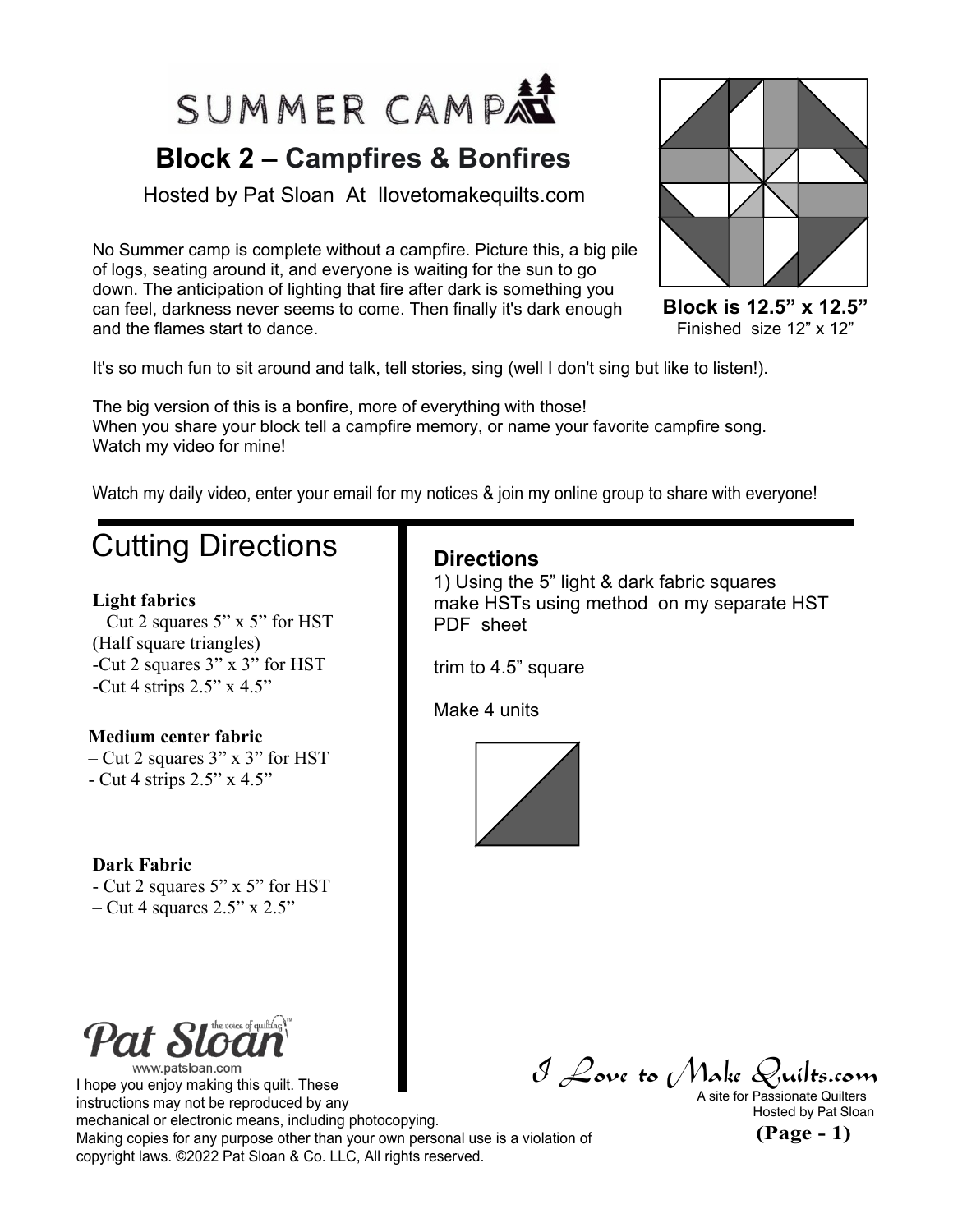# SUMMER CAMP

## Block 2 – Campfires & Bonfires

Hosted by Pat Sloan At Ilovetomakequilts.com

No Summer camp is complete without a campfire. Picture this, a big pile of logs, seating around it, and everyone is waiting for the sun to go down. The anticipation of lighting that fire after dark is something you can feel, darkness never seems to come. Then finally it's dark enough and the flames start to dance.

**Block is 12.5" x 12.5"**
Finished size 12" x 12"

It's so much fun to sit around and talk, tell stories, sing (well I don't sing but like to listen!).

The big version of this is a bonfire, more of everything with those!
When you share your block tell a campfire memory, or name your favorite campfire song.
Watch my video for mine!

Watch my daily video, enter your email for my notices & join my online group to share with everyone!

## Cutting Directions

**Light fabrics**
– Cut 2 squares 5" x 5" for HST (Half square triangles)
-Cut 2 squares 3" x 3" for HST
-Cut 4 strips 2.5" x 4.5"

**Medium center fabric**
– Cut 2 squares 3" x 3" for HST
- Cut 4 strips 2.5" x 4.5"

**Dark Fabric**
- Cut 2 squares 5" x 5" for HST
– Cut 4 squares 2.5" x 2.5"

### Directions

1) Using the 5" light & dark fabric squares make HSTs using method on my separate HST PDF sheet

trim to 4.5" square

Make 4 units

Pat Sloan — the voice of quilting
www.patsloan.com

I hope you enjoy making this quilt. These instructions may not be reproduced by any mechanical or electronic means, including photocopying. Making copies for any purpose other than your own personal use is a violation of copyright laws. ©2022 Pat Sloan & Co. LLC, All rights reserved.

I Love to Make Quilts.com
A site for Passionate Quilters
Hosted by Pat Sloan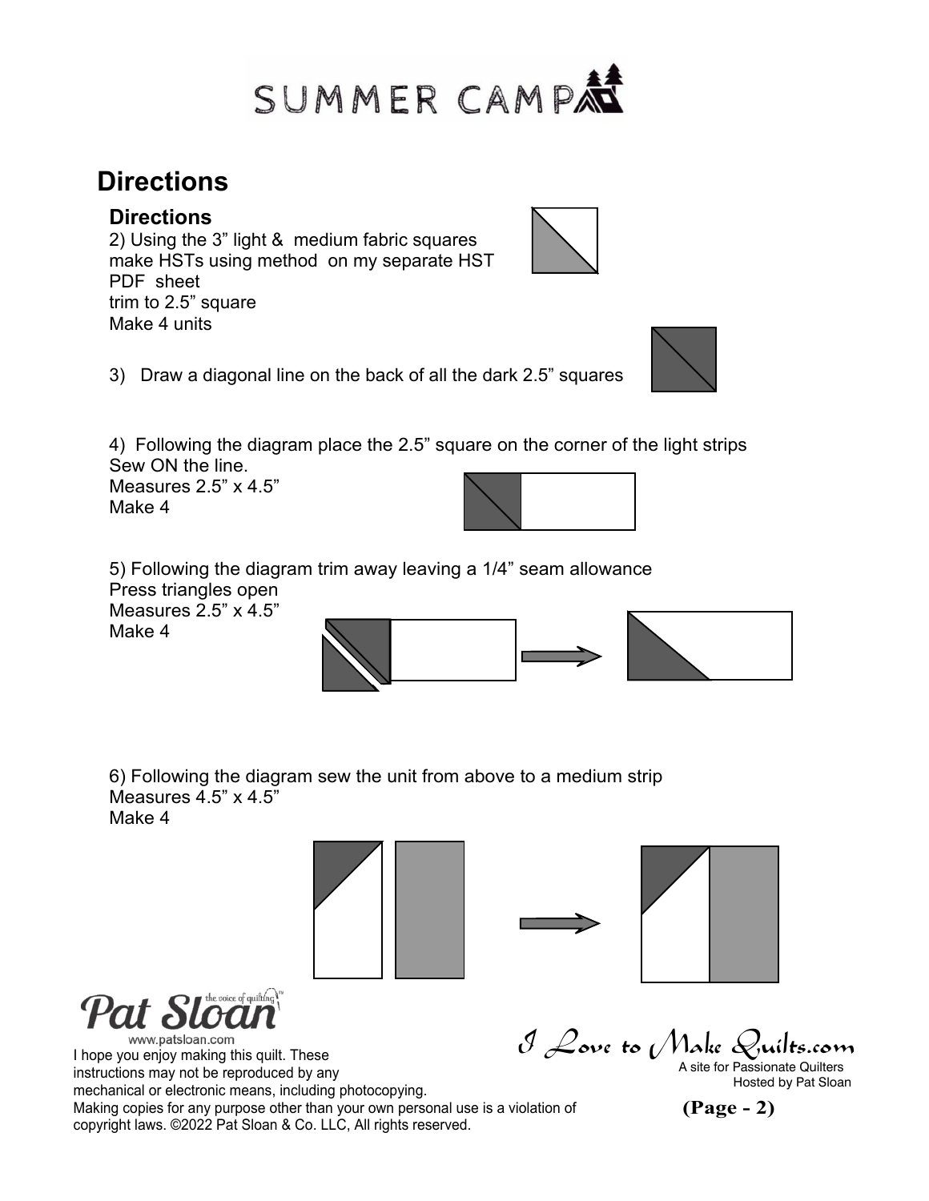# SUMMER CAMP

## Directions

### Directions

2) Using the 3" light & medium fabric squares make HSTs using method on my separate HST PDF sheet
trim to 2.5" square
Make 4 units

3) Draw a diagonal line on the back of all the dark 2.5" squares

4) Following the diagram place the 2.5" square on the corner of the light strips
Sew ON the line.
Measures 2.5" x 4.5"
Make 4

5) Following the diagram trim away leaving a 1/4" seam allowance
Press triangles open
Measures 2.5" x 4.5"
Make 4

6) Following the diagram sew the unit from above to a medium strip
Measures 4.5" x 4.5"
Make 4

I hope you enjoy making this quilt. These instructions may not be reproduced by any mechanical or electronic means, including photocopying.
Making copies for any purpose other than your own personal use is a violation of copyright laws. ©2022 Pat Sloan & Co. LLC, All rights reserved.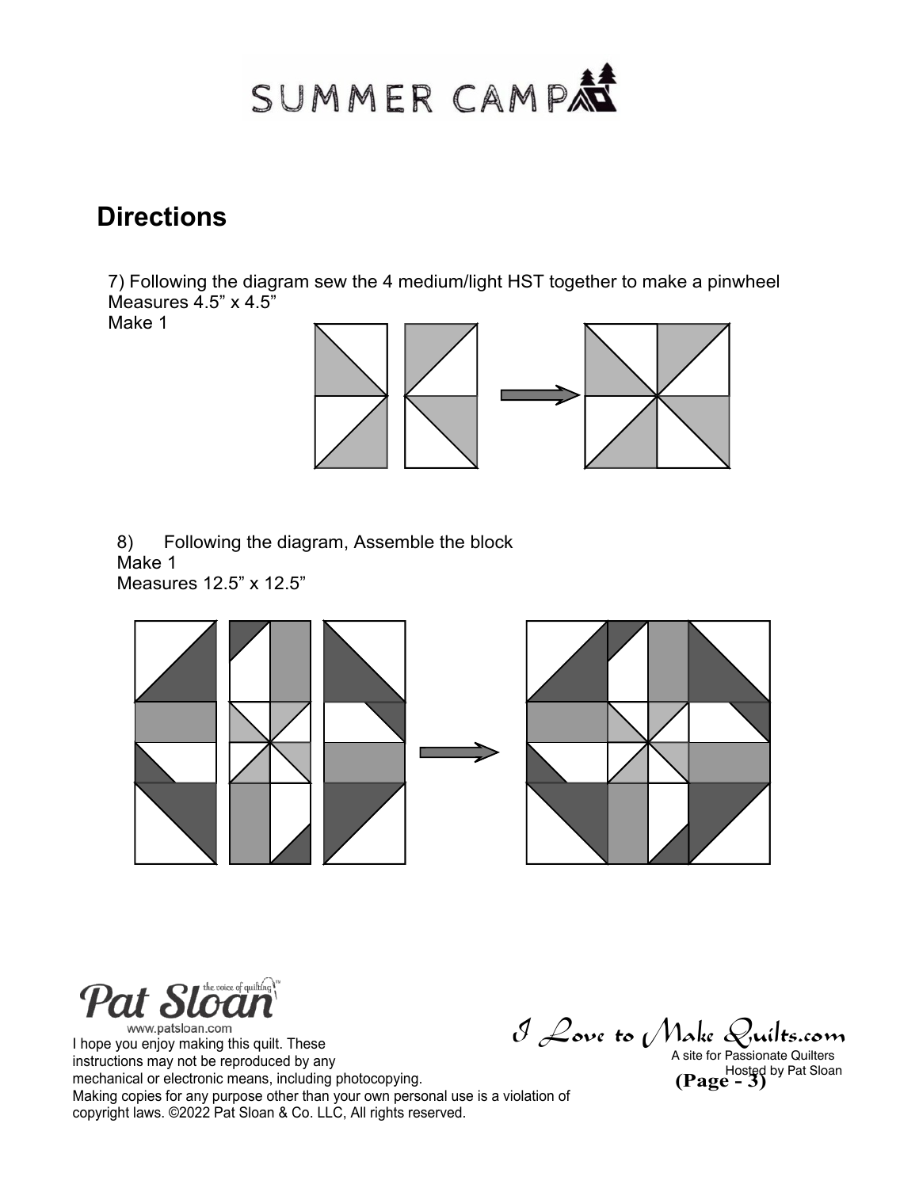## Directions

7) Following the diagram sew the 4 medium/light HST together to make a pinwheel
Measures 4.5” x 4.5”
Make 1

8) Following the diagram, Assemble the block
Make 1
Measures 12.5” x 12.5”

I hope you enjoy making this quilt. These instructions may not be reproduced by any mechanical or electronic means, including photocopying.
Making copies for any purpose other than your own personal use is a violation of copyright laws. ©2022 Pat Sloan & Co. LLC, All rights reserved.

I Love to Make Quilts.com
A site for Passionate Quilters
Hosted by Pat Sloan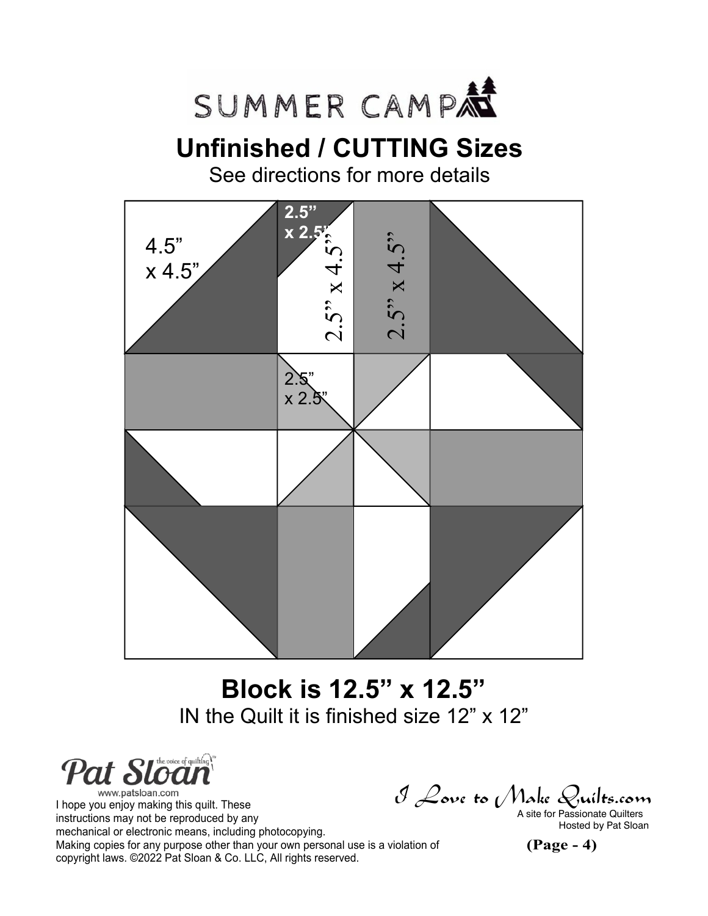SUMMER CAMP

# Unfinished / CUTTING Sizes

See directions for more details

4.5" x 4.5"

2.5" x 2.5"

2.5" x 4.5"

2.5" x 4.5"

2.5" x 2.5"

## Block is 12.5" x 12.5"

IN the Quilt it is finished size 12" x 12"

Pat Sloan the voice of quilting™
www.patsloan.com

I hope you enjoy making this quilt. These instructions may not be reproduced by any mechanical or electronic means, including photocopying. Making copies for any purpose other than your own personal use is a violation of copyright laws. ©2022 Pat Sloan & Co. LLC, All rights reserved.

I Love to Make Quilts.com
A site for Passionate Quilters
Hosted by Pat Sloan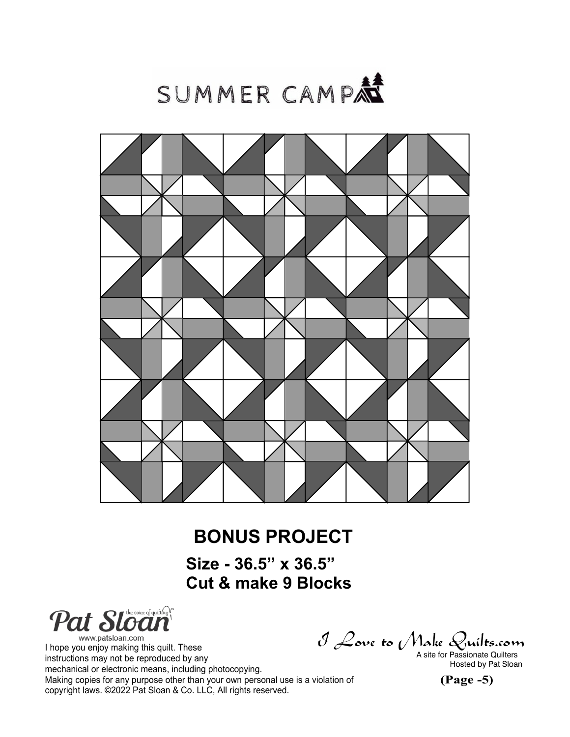# SUMMER CAMP

## BONUS PROJECT

**Size - 36.5” x 36.5”**
**Cut & make 9 Blocks**

Pat Sloan the voice of quilting
www.patsloan.com

I hope you enjoy making this quilt. These instructions may not be reproduced by any mechanical or electronic means, including photocopying. Making copies for any purpose other than your own personal use is a violation of copyright laws. ©2022 Pat Sloan & Co. LLC, All rights reserved.

I Love to Make Quilts.com
A site for Passionate Quilters
Hosted by Pat Sloan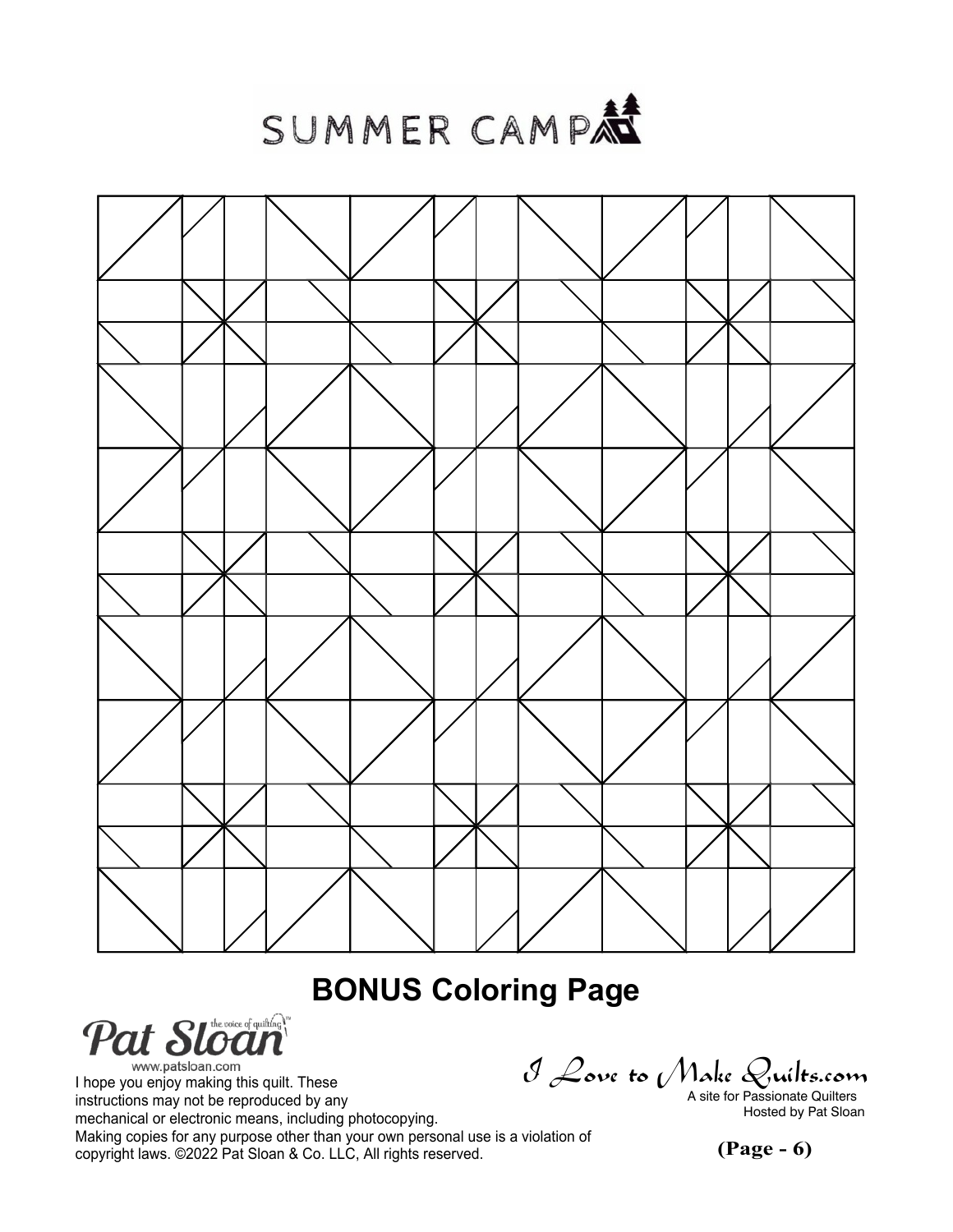SUMMER CAMP

**BONUS Coloring Page**

Pat Sloan the voice of quilting™

www.patsloan.com

I hope you enjoy making this quilt. These instructions may not be reproduced by any mechanical or electronic means, including photocopying. Making copies for any purpose other than your own personal use is a violation of copyright laws. ©2022 Pat Sloan & Co. LLC, All rights reserved.

I Love to Make Quilts.com

A site for Passionate Quilters
Hosted by Pat Sloan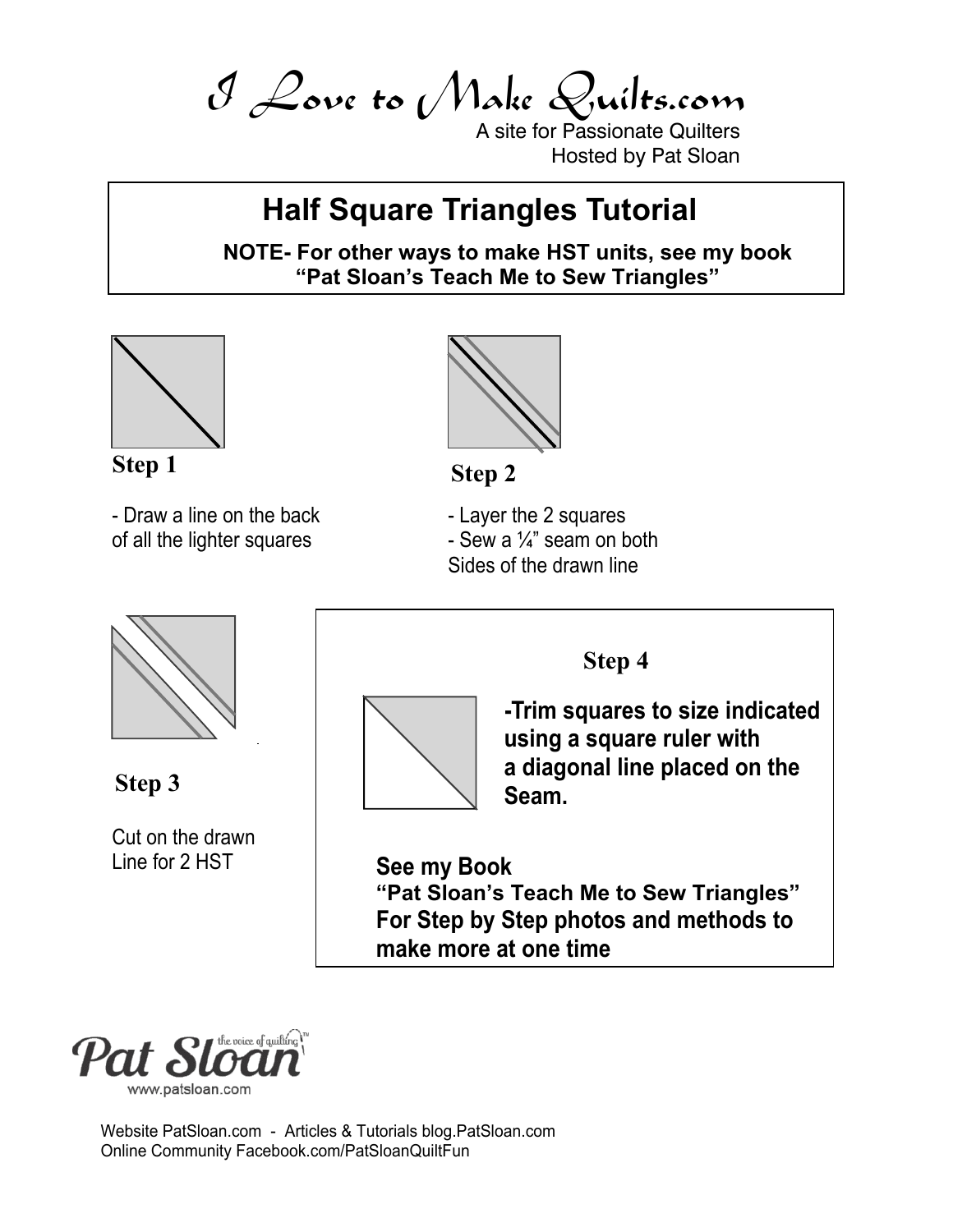# I Love to Make Quilts.com

A site for Passionate Quilters
Hosted by Pat Sloan

## Half Square Triangles Tutorial

**NOTE- For other ways to make HST units, see my book "Pat Sloan's Teach Me to Sew Triangles"**

**Step 1**

- Draw a line on the back of all the lighter squares

**Step 2**

- Layer the 2 squares
- Sew a ¼" seam on both Sides of the drawn line

**Step 3**

Cut on the drawn Line for 2 HST

**Step 4**

**-Trim squares to size indicated using a square ruler with a diagonal line placed on the Seam.**

**See my Book "Pat Sloan's Teach Me to Sew Triangles" For Step by Step photos and methods to make more at one time**

Pat Sloan the voice of quilting™
www.patsloan.com

Website PatSloan.com - Articles & Tutorials blog.PatSloan.com
Online Community Facebook.com/PatSloanQuiltFun